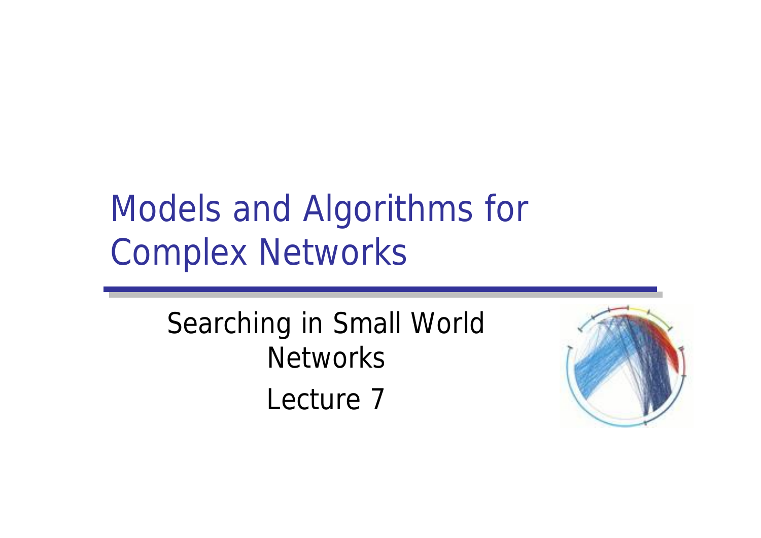# Models and Algorithms for Complex Networks

Searching in Small World Networks

Lecture 7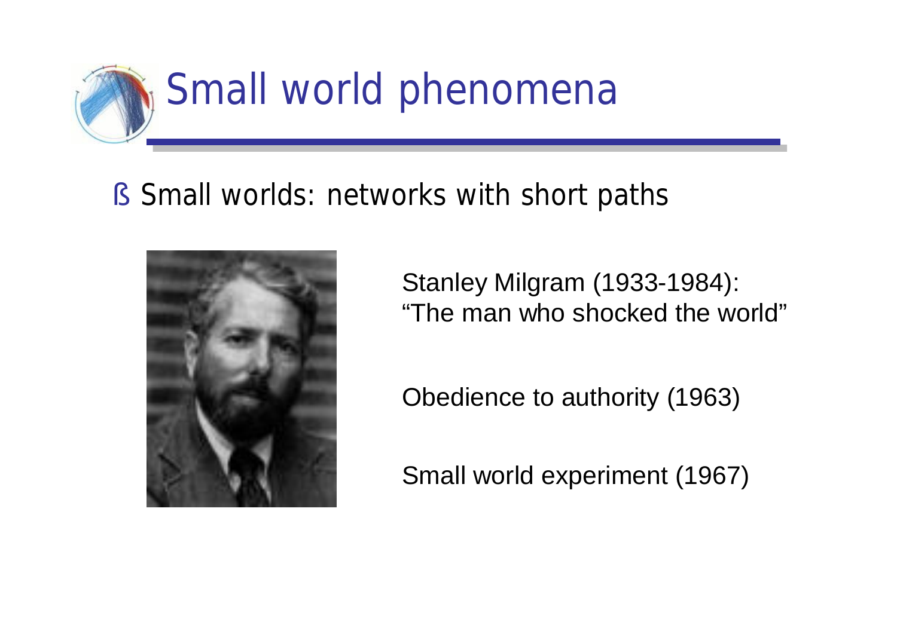# Small world phenomena

- Small worlds: networks with short paths

Stanley Milgram (1933-1984):
"The man who shocked the world"

Obedience to authority (1963)

Small world experiment (1967)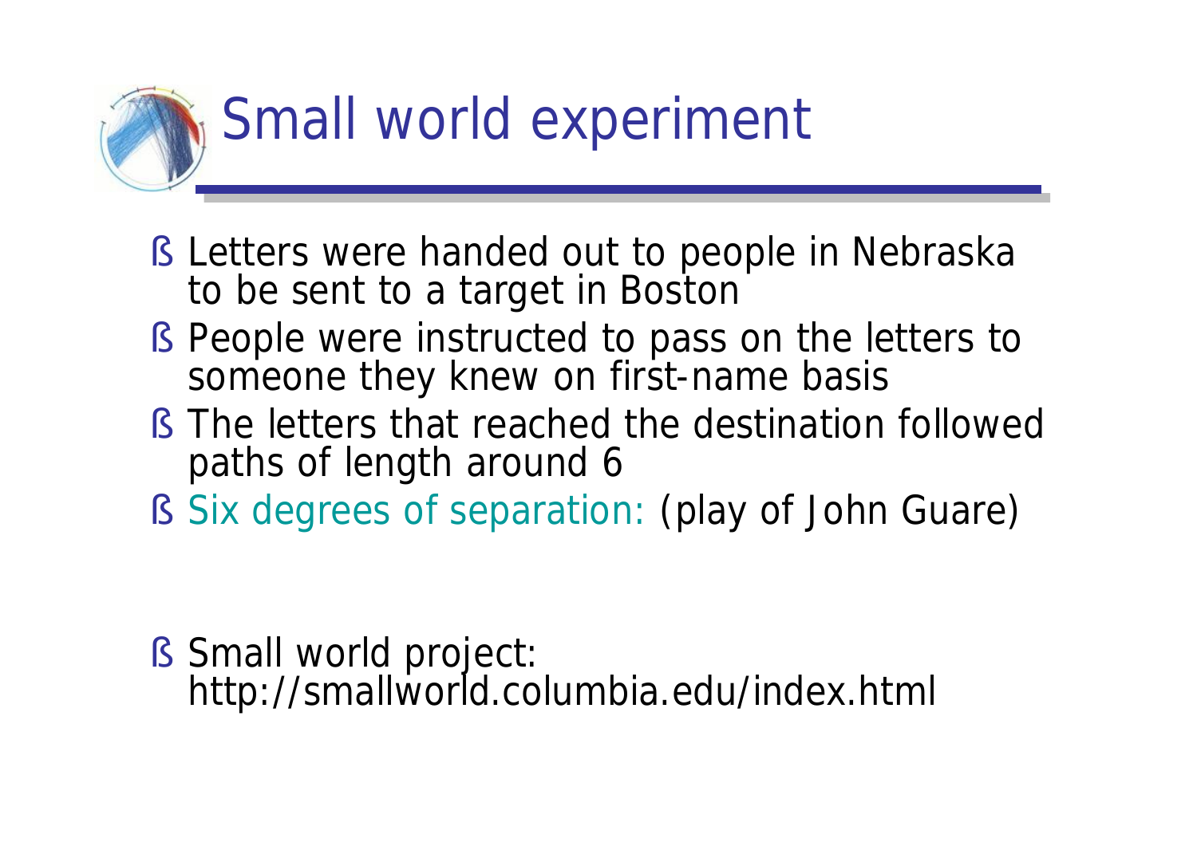# Small world experiment

- Letters were handed out to people in Nebraska to be sent to a target in Boston
- People were instructed to pass on the letters to someone they knew on first-name basis
- The letters that reached the destination followed paths of length around 6
- Six degrees of separation: (play of John Guare)

- Small world project: http://smallworld.columbia.edu/index.html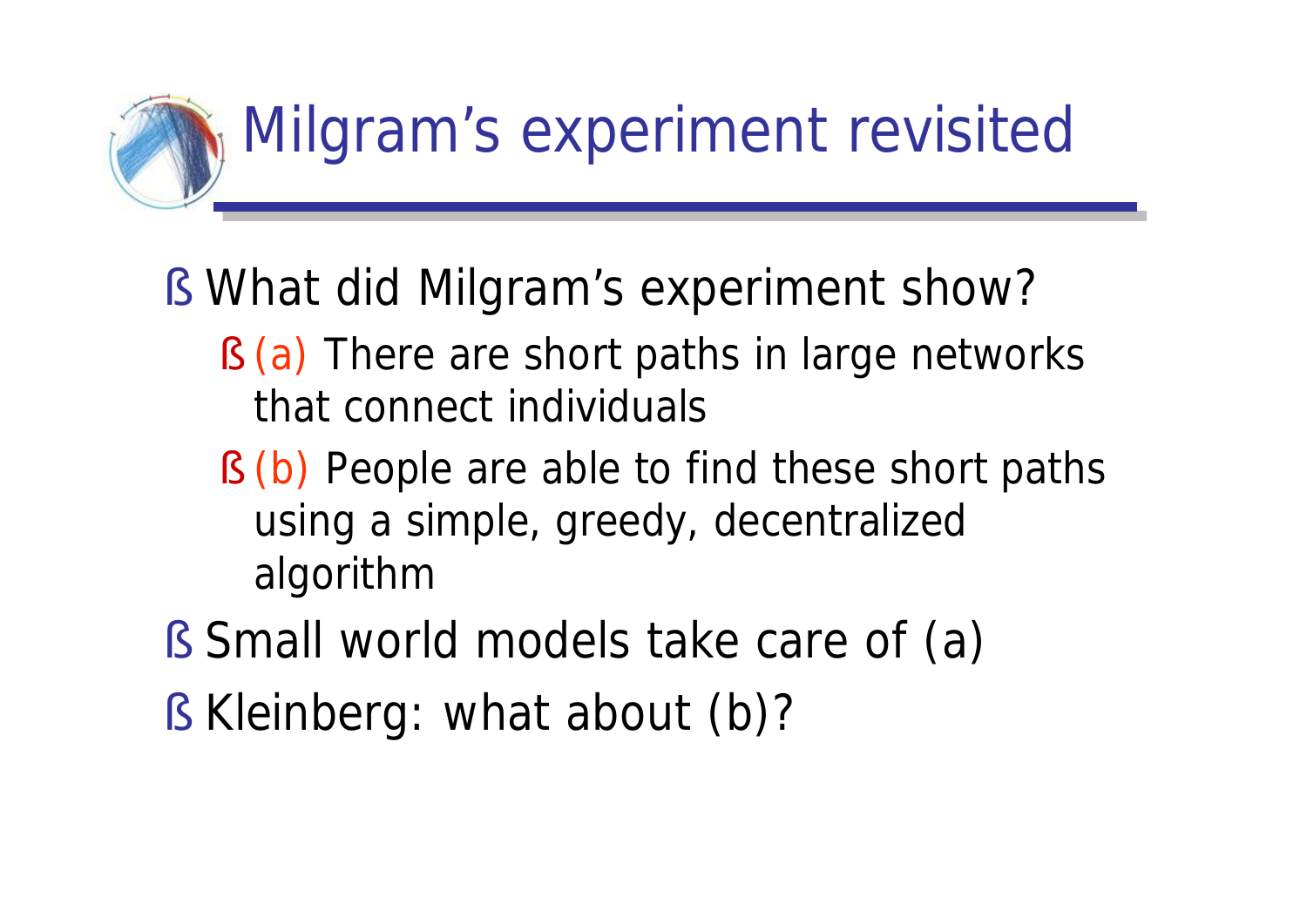# Milgram's experiment revisited

- What did Milgram's experiment show?
  - (a) There are short paths in large networks that connect individuals
  - (b) People are able to find these short paths using a simple, greedy, decentralized algorithm
- Small world models take care of (a)
- Kleinberg: what about (b)?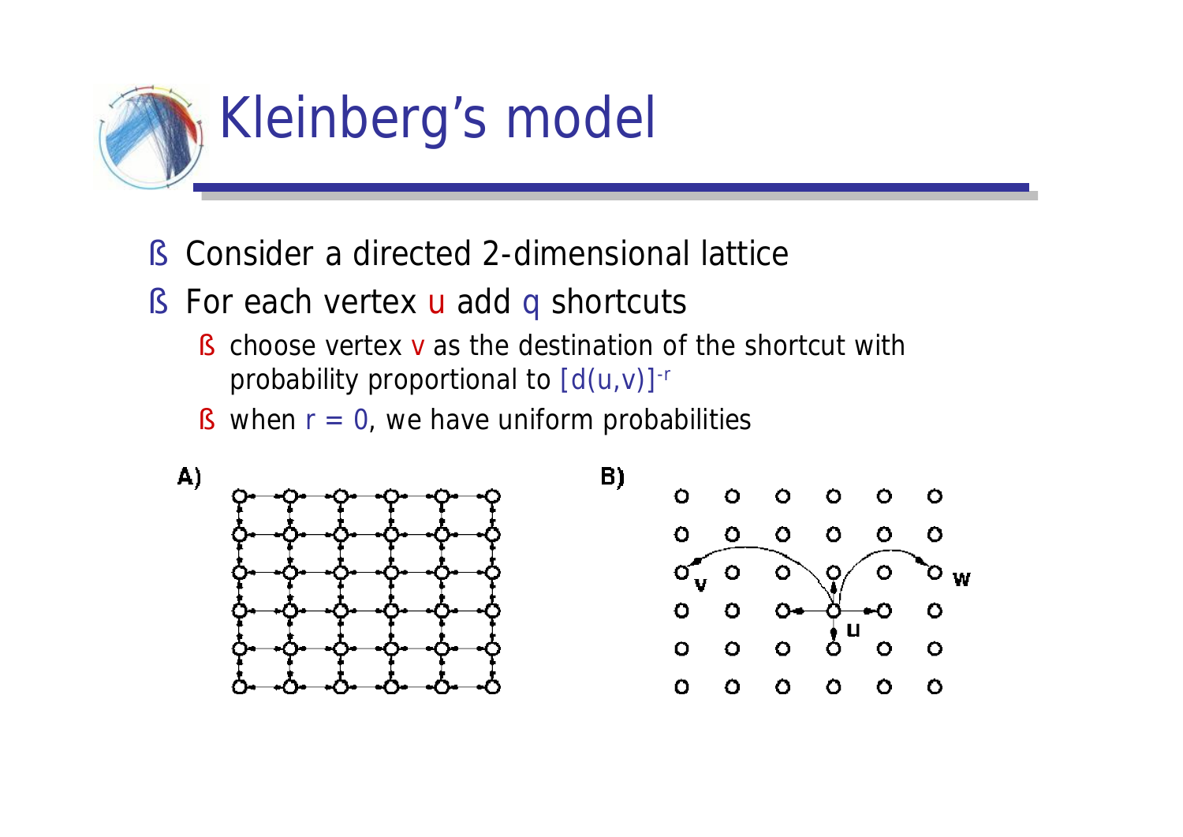# Kleinberg's model

- Consider a directed 2-dimensional lattice
- For each vertex u add q shortcuts
  - choose vertex v as the destination of the shortcut with probability proportional to $[d(u,v)]^{-r}$
  - when $r = 0$, we have uniform probabilities

A)

B)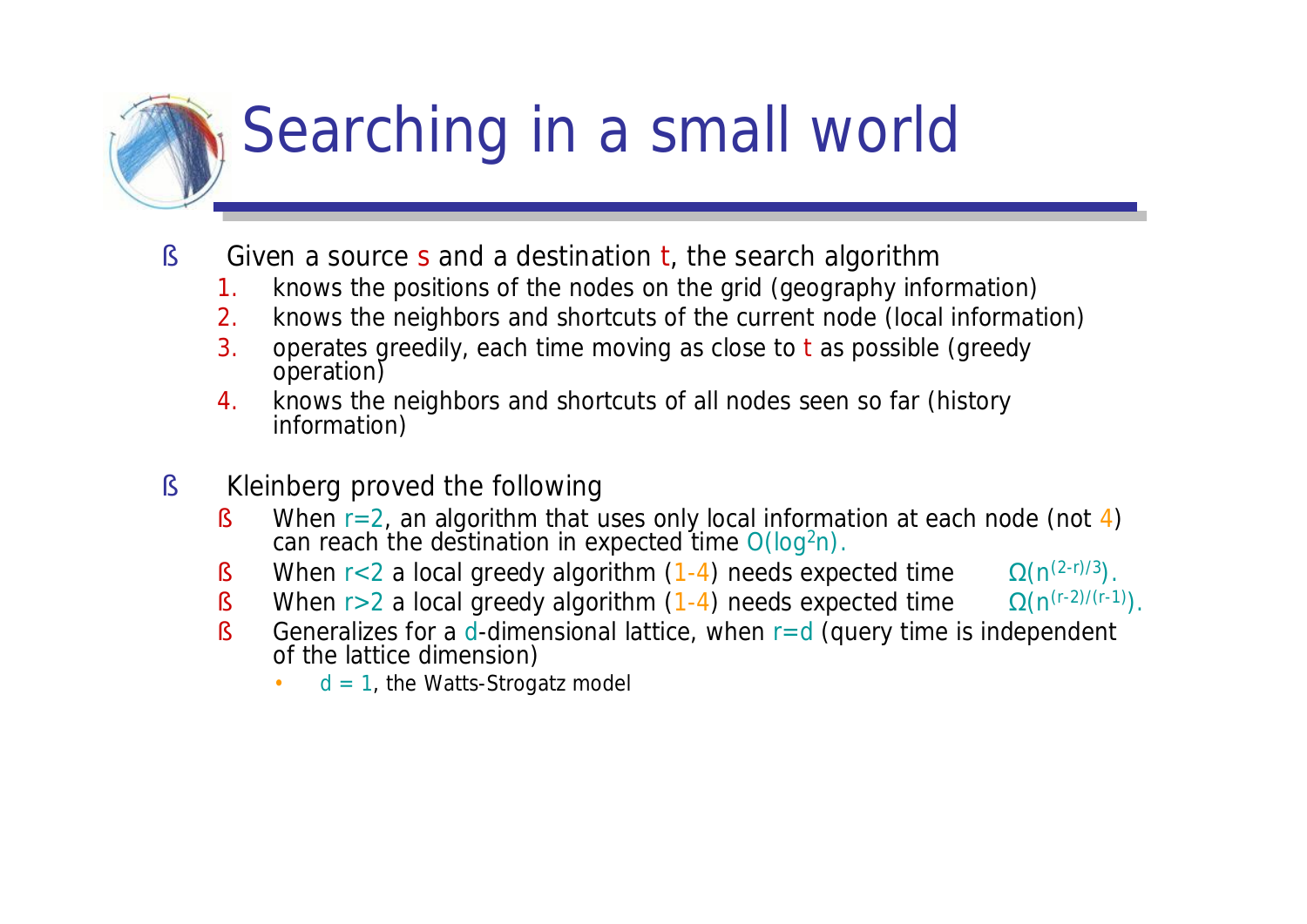# Searching in a small world

- Given a source s and a destination t, the search algorithm
  1. knows the positions of the nodes on the grid (geography information)
  2. knows the neighbors and shortcuts of the current node (local information)
  3. operates greedily, each time moving as close to t as possible (greedy operation)
  4. knows the neighbors and shortcuts of all nodes seen so far (history information)

- Kleinberg proved the following
  - When $r=2$, an algorithm that uses only local information at each node (not 4) can reach the destination in expected time $O(\log^2 n)$.
  - When $r<2$ a local greedy algorithm (1-4) needs expected time $\Omega(n^{(2-r)/3})$.
  - When $r>2$ a local greedy algorithm (1-4) needs expected time $\Omega(n^{(r-2)/(r-1)})$.
  - Generalizes for a $d$-dimensional lattice, when $r=d$ (query time is independent of the lattice dimension)
    - $d = 1$, the Watts-Strogatz model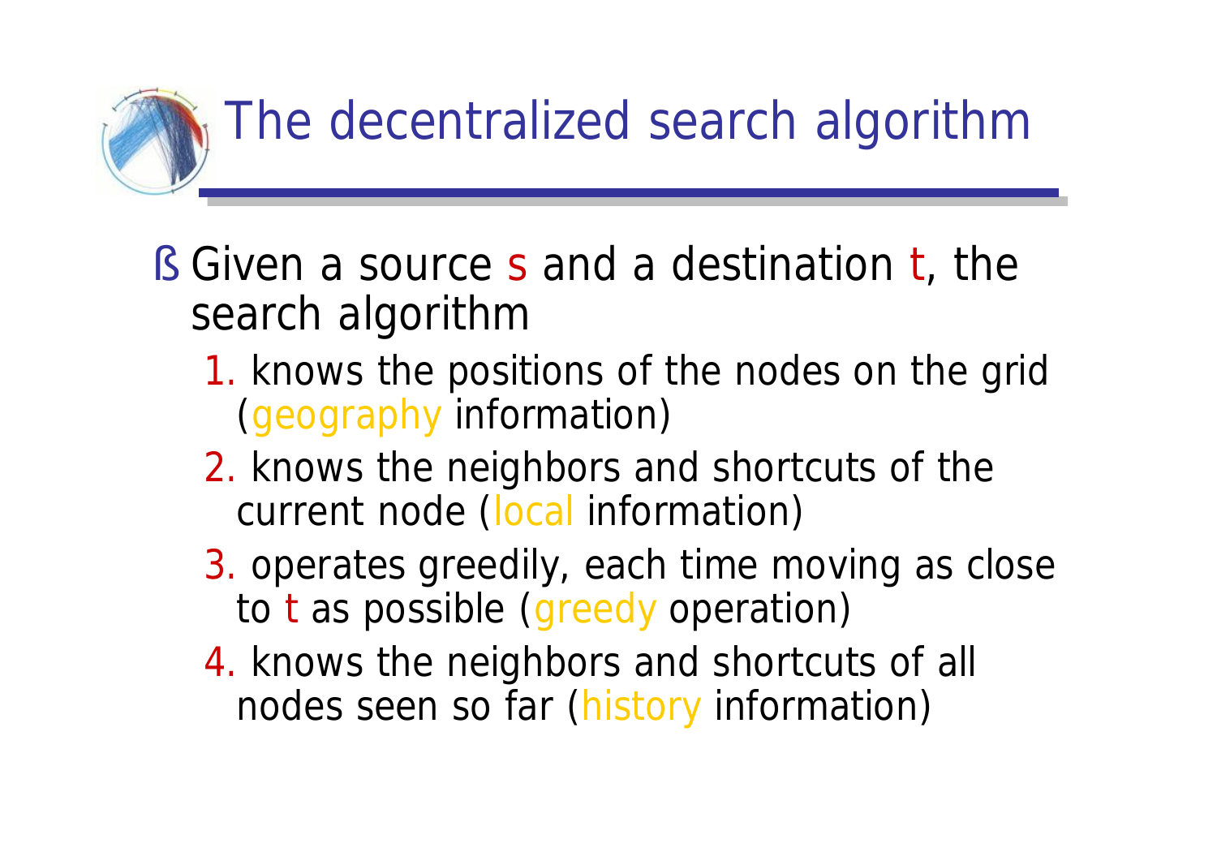# The decentralized search algorithm

- Given a source s and a destination t, the search algorithm
  1. knows the positions of the nodes on the grid (geography information)
  2. knows the neighbors and shortcuts of the current node (local information)
  3. operates greedily, each time moving as close to t as possible (greedy operation)
  4. knows the neighbors and shortcuts of all nodes seen so far (history information)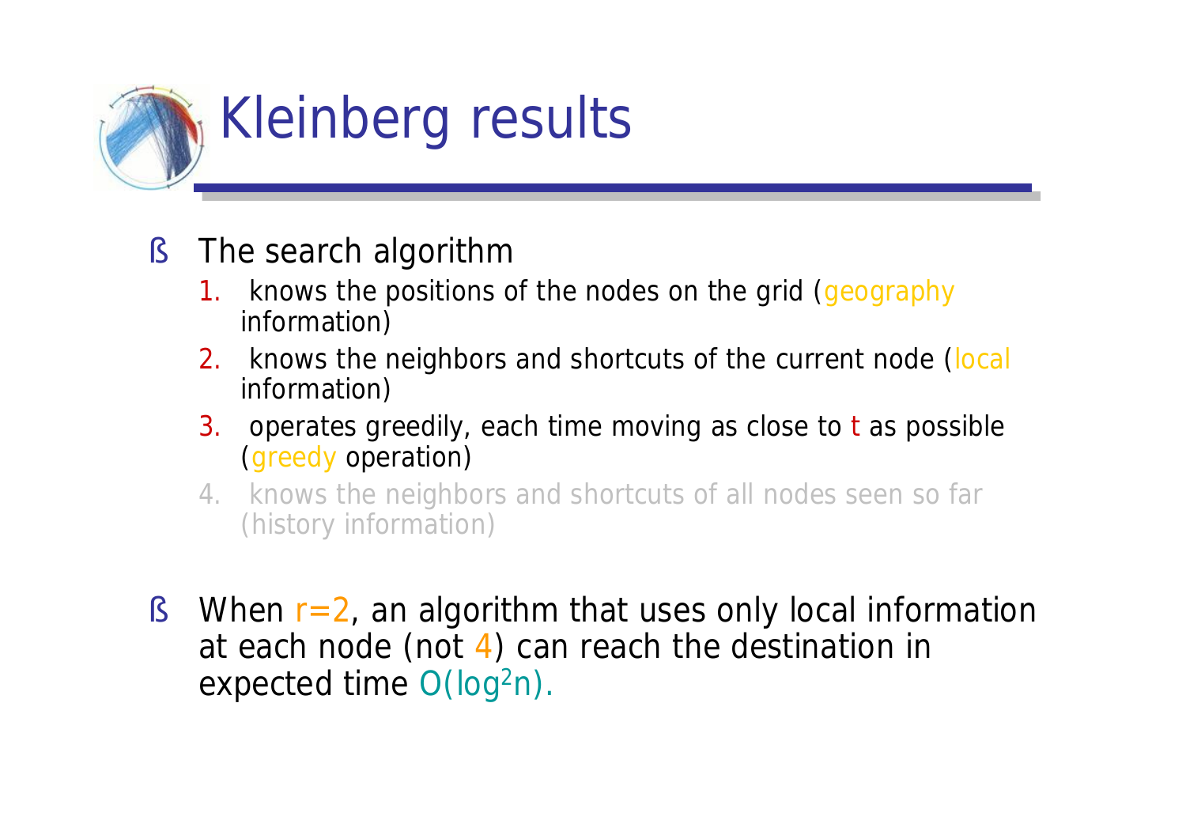# Kleinberg results

- The search algorithm
  1. knows the positions of the nodes on the grid (geography information)
  2. knows the neighbors and shortcuts of the current node (local information)
  3. operates greedily, each time moving as close to t as possible (greedy operation)
  4. knows the neighbors and shortcuts of all nodes seen so far (history information)

- When $r=2$, an algorithm that uses only local information at each node (not 4) can reach the destination in expected time $O(\log^2 n)$.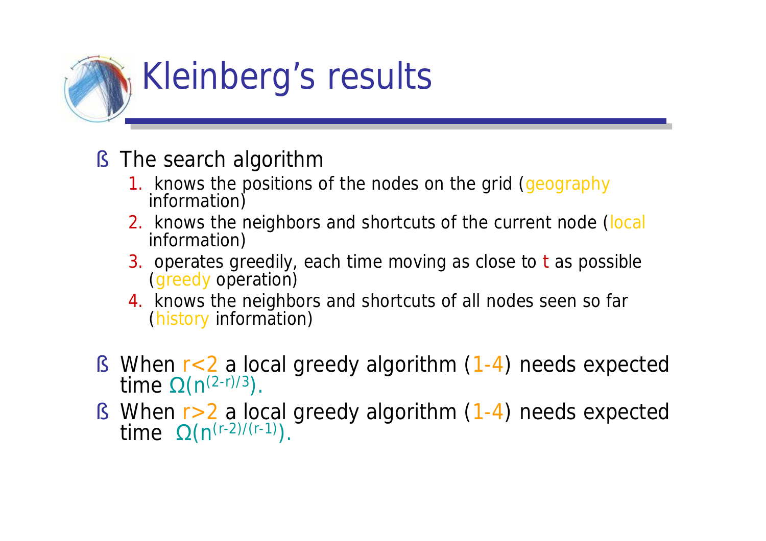# Kleinberg's results

- The search algorithm
  1. knows the positions of the nodes on the grid (geography information)
  2. knows the neighbors and shortcuts of the current node (local information)
  3. operates greedily, each time moving as close to $t$ as possible (greedy operation)
  4. knows the neighbors and shortcuts of all nodes seen so far (history information)

- When $r<2$ a local greedy algorithm (1-4) needs expected time $\Omega(n^{(2-r)/3})$.
- When $r>2$ a local greedy algorithm (1-4) needs expected time $\Omega(n^{(r-2)/(r-1)})$.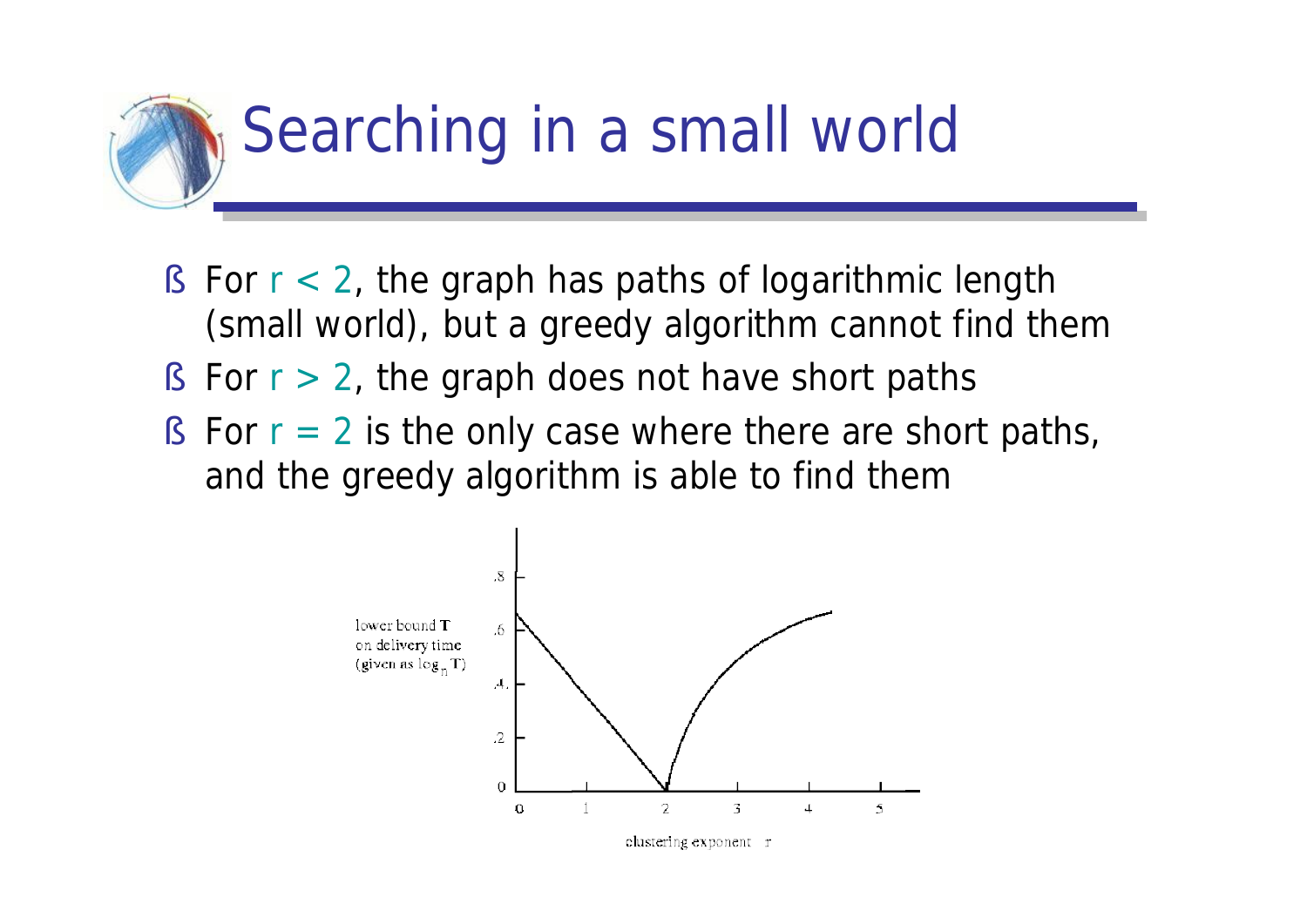# Searching in a small world

- For $r < 2$, the graph has paths of logarithmic length (small world), but a greedy algorithm cannot find them
- For $r > 2$, the graph does not have short paths
- For $r = 2$ is the only case where there are short paths, and the greedy algorithm is able to find them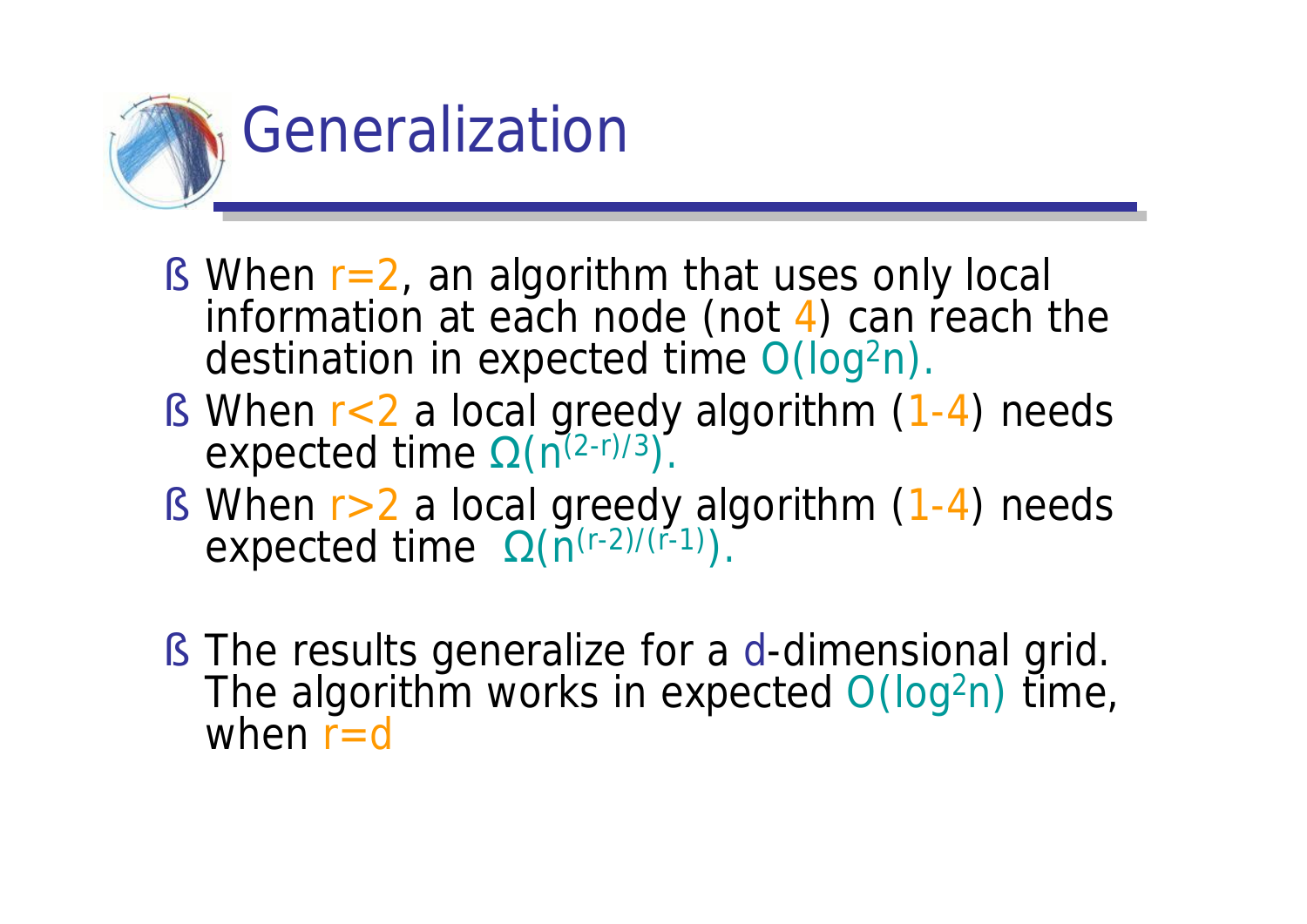# Generalization

- When $r=2$, an algorithm that uses only local information at each node (not 4) can reach the destination in expected time $O(\log^2 n)$.
- When $r<2$ a local greedy algorithm (1-4) needs expected time $\Omega(n^{(2-r)/3})$.
- When $r>2$ a local greedy algorithm (1-4) needs expected time $\Omega(n^{(r-2)/(r-1)})$.

- The results generalize for a $d$-dimensional grid. The algorithm works in expected $O(\log^2 n)$ time, when $r=d$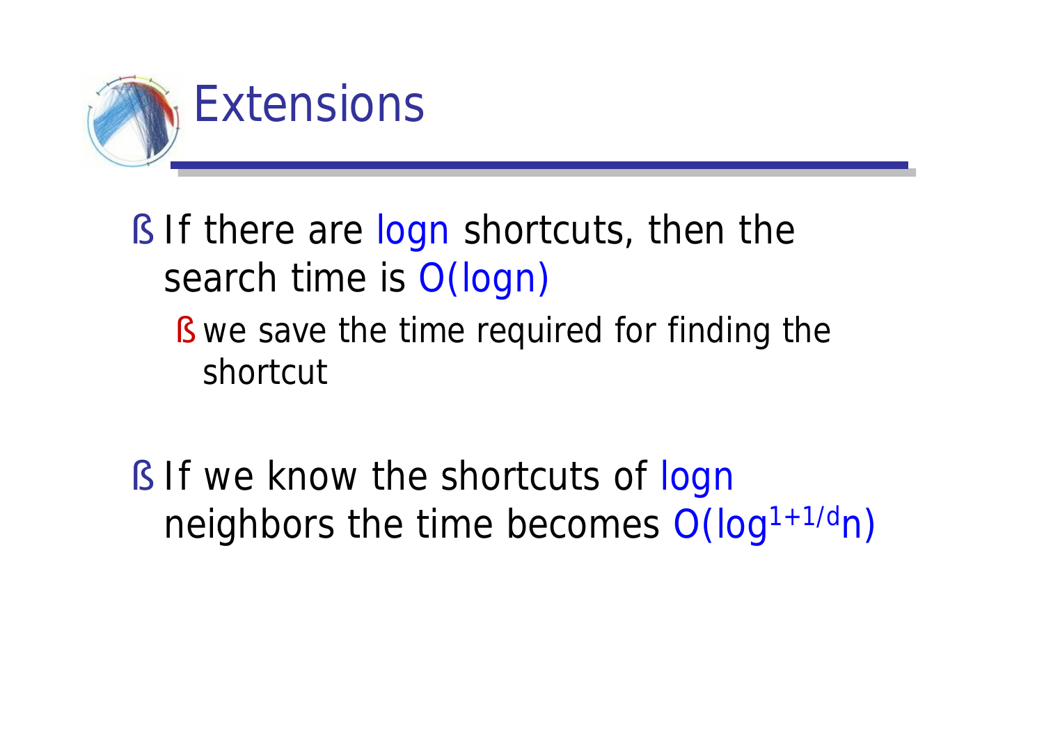# Extensions

- If there are $\log n$ shortcuts, then the search time is $O(\log n)$
  - we save the time required for finding the shortcut

- If we know the shortcuts of $\log n$ neighbors the time becomes $O(\log^{1+1/d} n)$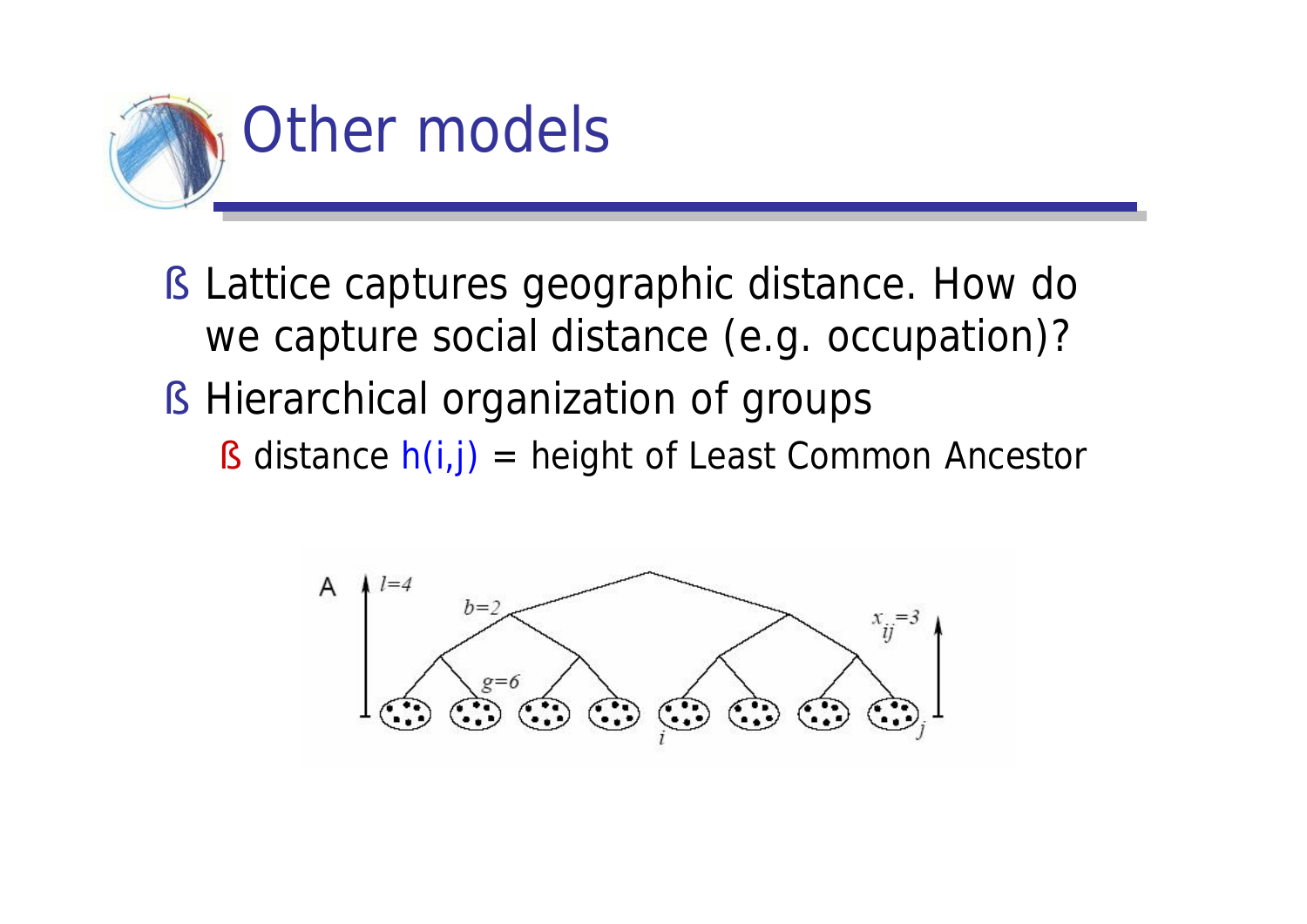# Other models

- Lattice captures geographic distance. How do we capture social distance (e.g. occupation)?
- Hierarchical organization of groups
  - distance $h(i,j)$ = height of Least Common Ancestor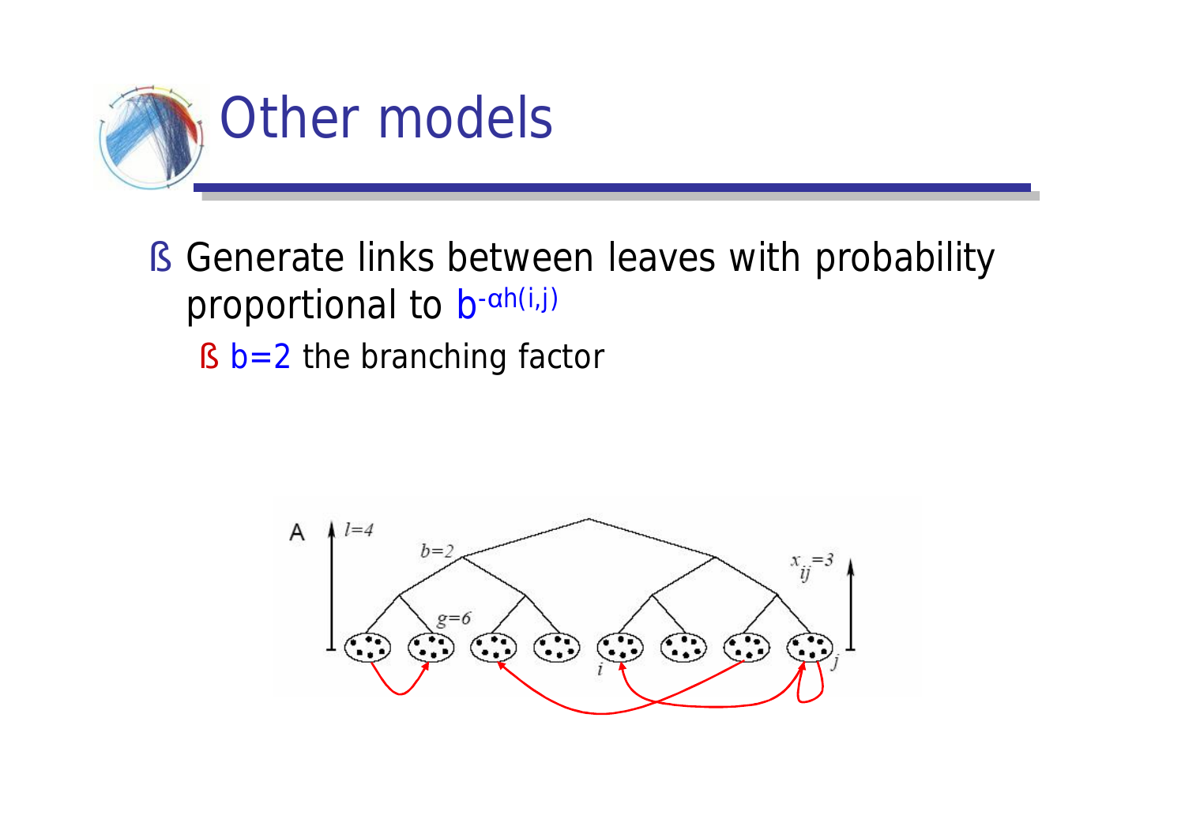# Other models

- Generate links between leaves with probability proportional to $b^{-\alpha h(i,j)}$
  - $b=2$ the branching factor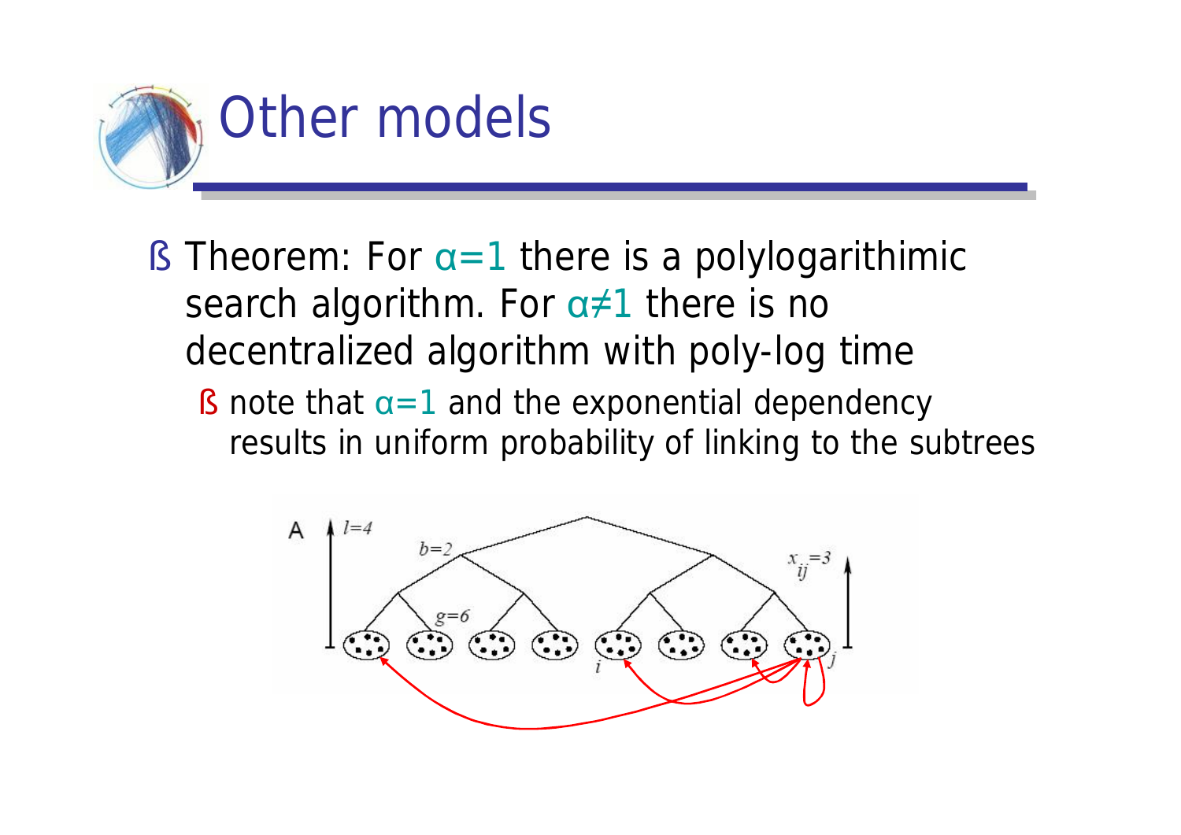# Other models

- Theorem: For $\alpha=1$ there is a polylogarithimic search algorithm. For $\alpha\neq1$ there is no decentralized algorithm with poly-log time
  - note that $\alpha=1$ and the exponential dependency results in uniform probability of linking to the subtrees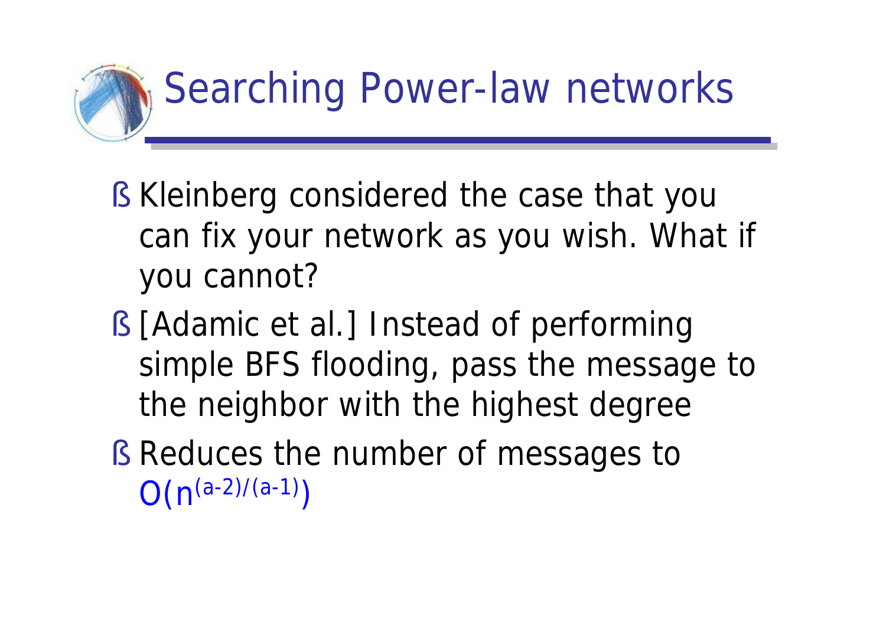# Searching Power-law networks

- Kleinberg considered the case that you can fix your network as you wish. What if you cannot?
- [Adamic et al.] Instead of performing simple BFS flooding, pass the message to the neighbor with the highest degree
- Reduces the number of messages to $O(n^{(a-2)/(a-1)})$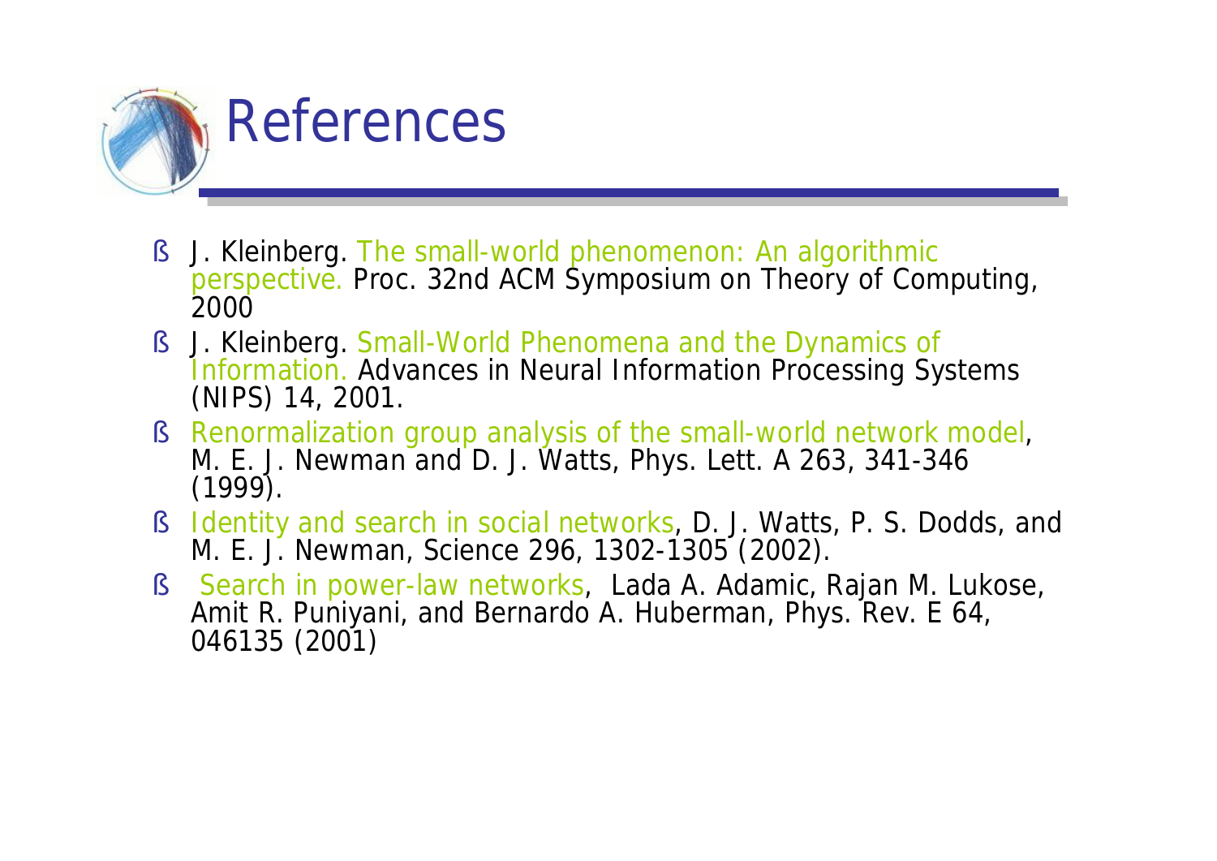# References

- J. Kleinberg. The small-world phenomenon: An algorithmic perspective. Proc. 32nd ACM Symposium on Theory of Computing, 2000
- J. Kleinberg. Small-World Phenomena and the Dynamics of Information. Advances in Neural Information Processing Systems (NIPS) 14, 2001.
- Renormalization group analysis of the small-world network model, M. E. J. Newman and D. J. Watts, Phys. Lett. A 263, 341-346 (1999).
- Identity and search in social networks, D. J. Watts, P. S. Dodds, and M. E. J. Newman, Science 296, 1302-1305 (2002).
- Search in power-law networks, Lada A. Adamic, Rajan M. Lukose, Amit R. Puniyani, and Bernardo A. Huberman, Phys. Rev. E 64, 046135 (2001)